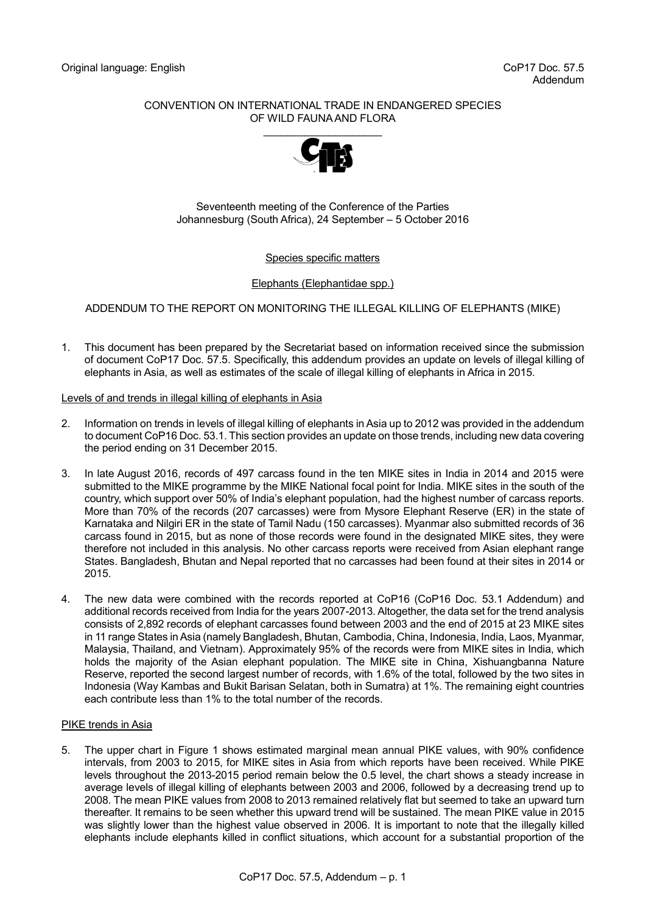Original language: English

CoP17 Doc. 57.5
Addendum

CONVENTION ON INTERNATIONAL TRADE IN ENDANGERED SPECIES OF WILD FAUNA AND FLORA

Seventeenth meeting of the Conference of the Parties
Johannesburg (South Africa), 24 September – 5 October 2016

Species specific matters

Elephants (Elephantidae spp.)

ADDENDUM TO THE REPORT ON MONITORING THE ILLEGAL KILLING OF ELEPHANTS (MIKE)

1. This document has been prepared by the Secretariat based on information received since the submission of document CoP17 Doc. 57.5. Specifically, this addendum provides an update on levels of illegal killing of elephants in Asia, as well as estimates of the scale of illegal killing of elephants in Africa in 2015.

Levels of and trends in illegal killing of elephants in Asia

2. Information on trends in levels of illegal killing of elephants in Asia up to 2012 was provided in the addendum to document CoP16 Doc. 53.1. This section provides an update on those trends, including new data covering the period ending on 31 December 2015.

3. In late August 2016, records of 497 carcass found in the ten MIKE sites in India in 2014 and 2015 were submitted to the MIKE programme by the MIKE National focal point for India. MIKE sites in the south of the country, which support over 50% of India's elephant population, had the highest number of carcass reports. More than 70% of the records (207 carcasses) were from Mysore Elephant Reserve (ER) in the state of Karnataka and Nilgiri ER in the state of Tamil Nadu (150 carcasses). Myanmar also submitted records of 36 carcass found in 2015, but as none of those records were found in the designated MIKE sites, they were therefore not included in this analysis. No other carcass reports were received from Asian elephant range States. Bangladesh, Bhutan and Nepal reported that no carcasses had been found at their sites in 2014 or 2015.

4. The new data were combined with the records reported at CoP16 (CoP16 Doc. 53.1 Addendum) and additional records received from India for the years 2007-2013. Altogether, the data set for the trend analysis consists of 2,892 records of elephant carcasses found between 2003 and the end of 2015 at 23 MIKE sites in 11 range States in Asia (namely Bangladesh, Bhutan, Cambodia, China, Indonesia, India, Laos, Myanmar, Malaysia, Thailand, and Vietnam). Approximately 95% of the records were from MIKE sites in India, which holds the majority of the Asian elephant population. The MIKE site in China, Xishuangbanna Nature Reserve, reported the second largest number of records, with 1.6% of the total, followed by the two sites in Indonesia (Way Kambas and Bukit Barisan Selatan, both in Sumatra) at 1%. The remaining eight countries each contribute less than 1% to the total number of the records.

PIKE trends in Asia

5. The upper chart in Figure 1 shows estimated marginal mean annual PIKE values, with 90% confidence intervals, from 2003 to 2015, for MIKE sites in Asia from which reports have been received. While PIKE levels throughout the 2013-2015 period remain below the 0.5 level, the chart shows a steady increase in average levels of illegal killing of elephants between 2003 and 2006, followed by a decreasing trend up to 2008. The mean PIKE values from 2008 to 2013 remained relatively flat but seemed to take an upward turn thereafter. It remains to be seen whether this upward trend will be sustained. The mean PIKE value in 2015 was slightly lower than the highest value observed in 2006. It is important to note that the illegally killed elephants include elephants killed in conflict situations, which account for a substantial proportion of the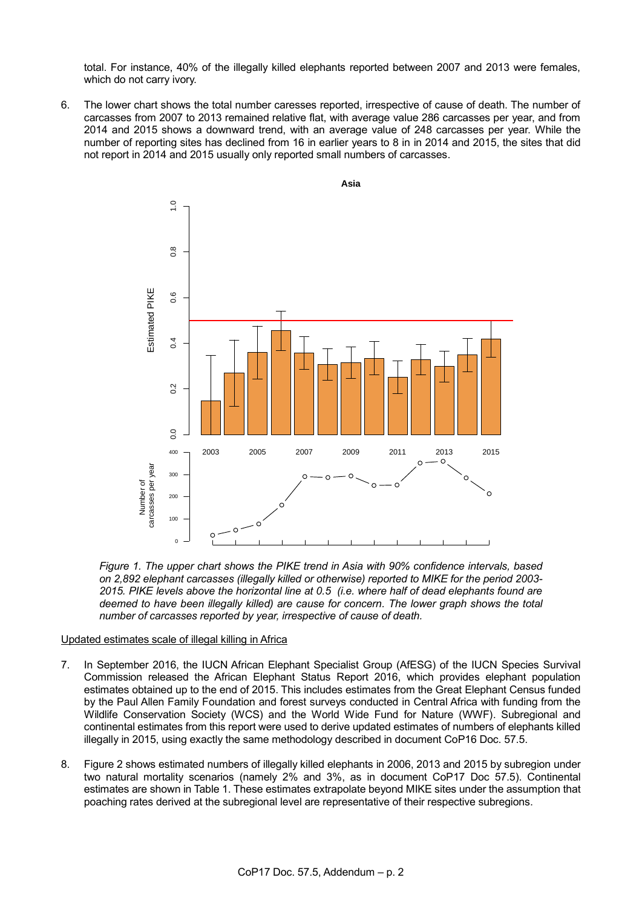total. For instance, 40% of the illegally killed elephants reported between 2007 and 2013 were females, which do not carry ivory.

6. The lower chart shows the total number caresses reported, irrespective of cause of death. The number of carcasses from 2007 to 2013 remained relative flat, with average value 286 carcasses per year, and from 2014 and 2015 shows a downward trend, with an average value of 248 carcasses per year. While the number of reporting sites has declined from 16 in earlier years to 8 in in 2014 and 2015, the sites that did not report in 2014 and 2015 usually only reported small numbers of carcasses.

*Figure 1. The upper chart shows the PIKE trend in Asia with 90% confidence intervals, based on 2,892 elephant carcasses (illegally killed or otherwise) reported to MIKE for the period 2003-2015. PIKE levels above the horizontal line at 0.5 (i.e. where half of dead elephants found are deemed to have been illegally killed) are cause for concern. The lower graph shows the total number of carcasses reported by year, irrespective of cause of death.*

Updated estimates scale of illegal killing in Africa

7. In September 2016, the IUCN African Elephant Specialist Group (AfESG) of the IUCN Species Survival Commission released the African Elephant Status Report 2016, which provides elephant population estimates obtained up to the end of 2015. This includes estimates from the Great Elephant Census funded by the Paul Allen Family Foundation and forest surveys conducted in Central Africa with funding from the Wildlife Conservation Society (WCS) and the World Wide Fund for Nature (WWF). Subregional and continental estimates from this report were used to derive updated estimates of numbers of elephants killed illegally in 2015, using exactly the same methodology described in document CoP16 Doc. 57.5.

8. Figure 2 shows estimated numbers of illegally killed elephants in 2006, 2013 and 2015 by subregion under two natural mortality scenarios (namely 2% and 3%, as in document CoP17 Doc 57.5). Continental estimates are shown in Table 1. These estimates extrapolate beyond MIKE sites under the assumption that poaching rates derived at the subregional level are representative of their respective subregions.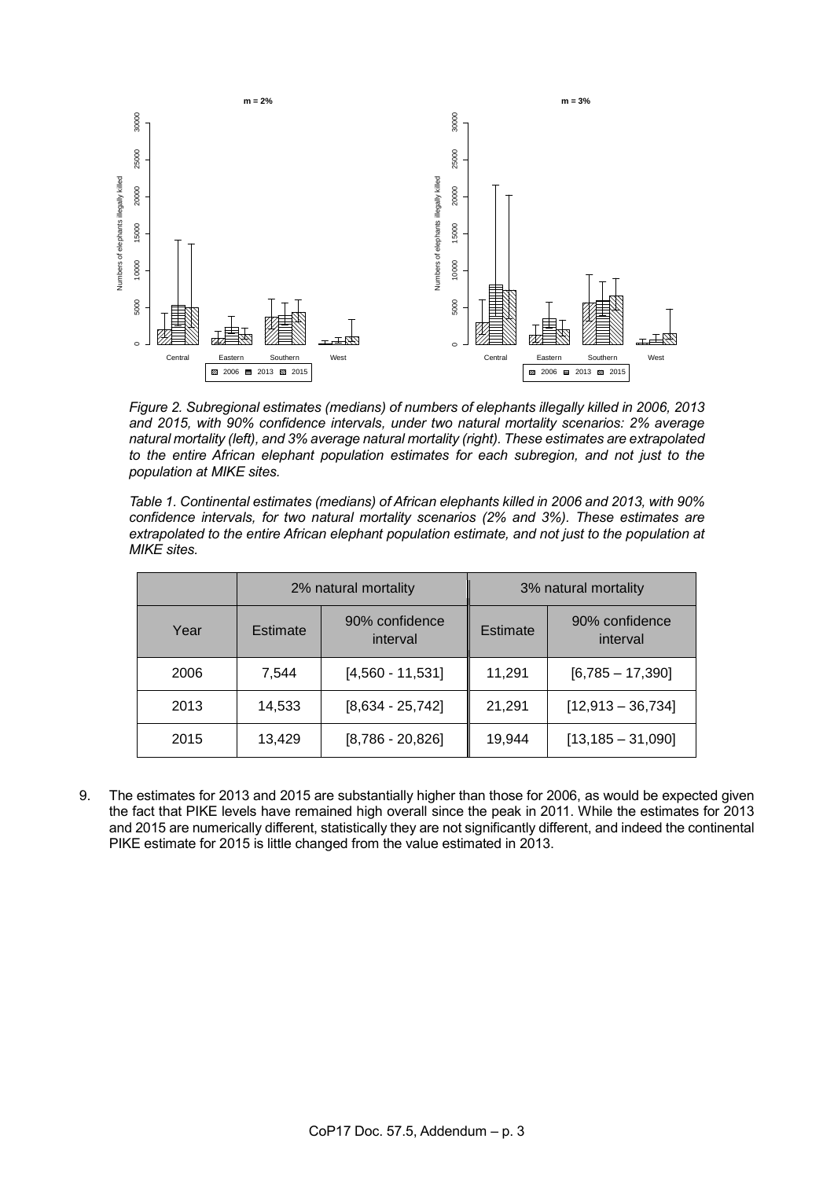m = 2%

30000
25000
20000
15000
10000
5000
0

Numbers of elephants illegally killed

Central Eastern Southern West

2006 2013 2015

m = 3%

30000
25000
20000
15000
10000
5000
0

Numbers of elephants illegally killed

Central Eastern Southern West

2006 2013 2015

*Figure 2. Subregional estimates (medians) of numbers of elephants illegally killed in 2006, 2013 and 2015, with 90% confidence intervals, under two natural mortality scenarios: 2% average natural mortality (left), and 3% average natural mortality (right). These estimates are extrapolated to the entire African elephant population estimates for each subregion, and not just to the population at MIKE sites.*

*Table 1. Continental estimates (medians) of African elephants killed in 2006 and 2013, with 90% confidence intervals, for two natural mortality scenarios (2% and 3%). These estimates are extrapolated to the entire African elephant population estimate, and not just to the population at MIKE sites.*

| | 2% natural mortality | | 3% natural mortality | |
|---|---|---|---|---|
| Year | Estimate | 90% confidence interval | Estimate | 90% confidence interval |
| 2006 | 7,544 | [4,560 - 11,531] | 11,291 | [6,785 – 17,390] |
| 2013 | 14,533 | [8,634 - 25,742] | 21,291 | [12,913 – 36,734] |
| 2015 | 13,429 | [8,786 - 20,826] | 19,944 | [13,185 – 31,090] |

9. The estimates for 2013 and 2015 are substantially higher than those for 2006, as would be expected given the fact that PIKE levels have remained high overall since the peak in 2011. While the estimates for 2013 and 2015 are numerically different, statistically they are not significantly different, and indeed the continental PIKE estimate for 2015 is little changed from the value estimated in 2013.